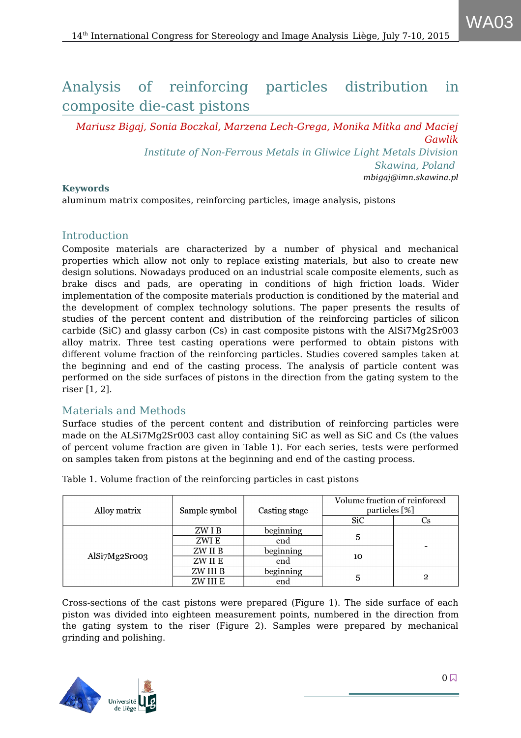# Analysis of reinforcing particles distribution in composite die-cast pistons

*Mariusz Bigaj, Sonia Boczkal, Marzena Lech-Grega, Monika Mitka and Maciej Gawlik*

*Institute of Non-Ferrous Metals in Gliwice Light Metals Division Skawina, Poland*

*mbigaj@imn.skawina.pl*

**Keywords**

aluminum matrix composites, reinforcing particles, image analysis, pistons

## Introduction

Composite materials are characterized by a number of physical and mechanical properties which allow not only to replace existing materials, but also to create new design solutions. Nowadays produced on an industrial scale composite elements, such as brake discs and pads, are operating in conditions of high friction loads. Wider implementation of the composite materials production is conditioned by the material and the development of complex technology solutions. The paper presents the results of studies of the percent content and distribution of the reinforcing particles of silicon carbide (SiC) and glassy carbon (Cs) in cast composite pistons with the AlSi7Mg2Sr003 alloy matrix. Three test casting operations were performed to obtain pistons with different volume fraction of the reinforcing particles. Studies covered samples taken at the beginning and end of the casting process. The analysis of particle content was performed on the side surfaces of pistons in the direction from the gating system to the riser [1, 2].

## Materials and Methods

Surface studies of the percent content and distribution of reinforcing particles were made on the ALSi7Mg2Sr003 cast alloy containing SiC as well as SiC and Cs (the values of percent volume fraction are given in Table 1). For each series, tests were performed on samples taken from pistons at the beginning and end of the casting process.

Table 1. Volume fraction of the reinforcing particles in cast pistons

| Alloy matrix | Sample symbol | Casting stage | Volume fraction of reinforced particles [%] | |
|---|---|---|---|---|
| | | | SiC | Cs |
| AlSi7Mg2Sr003 | ZW I B | beginning | 5 | - |
| | ZWI E | end | | |
| | ZW II B | beginning | 10 | |
| | ZW II E | end | | |
| | ZW III B | beginning | 5 | 2 |
| | ZW III E | end | | |

Cross-sections of the cast pistons were prepared (Figure 1). The side surface of each piston was divided into eighteen measurement points, numbered in the direction from the gating system to the riser (Figure 2). Samples were prepared by mechanical grinding and polishing.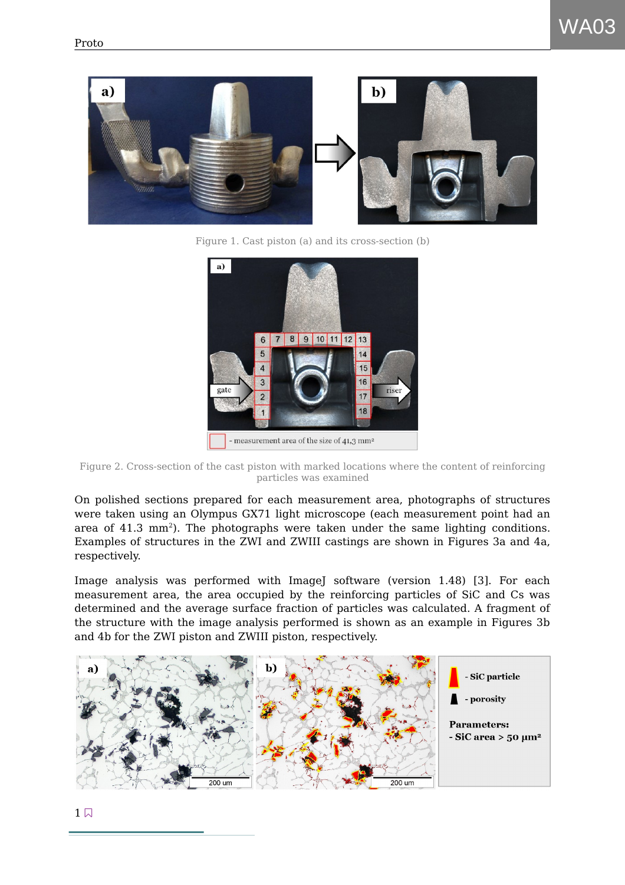Figure 1. Cast piston (a) and its cross-section (b)

Figure 2. Cross-section of the cast piston with marked locations where the content of reinforcing particles was examined

On polished sections prepared for each measurement area, photographs of structures were taken using an Olympus GX71 light microscope (each measurement point had an area of 41.3 mm$^2$). The photographs were taken under the same lighting conditions. Examples of structures in the ZWI and ZWIII castings are shown in Figures 3a and 4a, respectively.

Image analysis was performed with ImageJ software (version 1.48) [3]. For each measurement area, the area occupied by the reinforcing particles of SiC and Cs was determined and the average surface fraction of particles was calculated. A fragment of the structure with the image analysis performed is shown as an example in Figures 3b and 4b for the ZWI piston and ZWIII piston, respectively.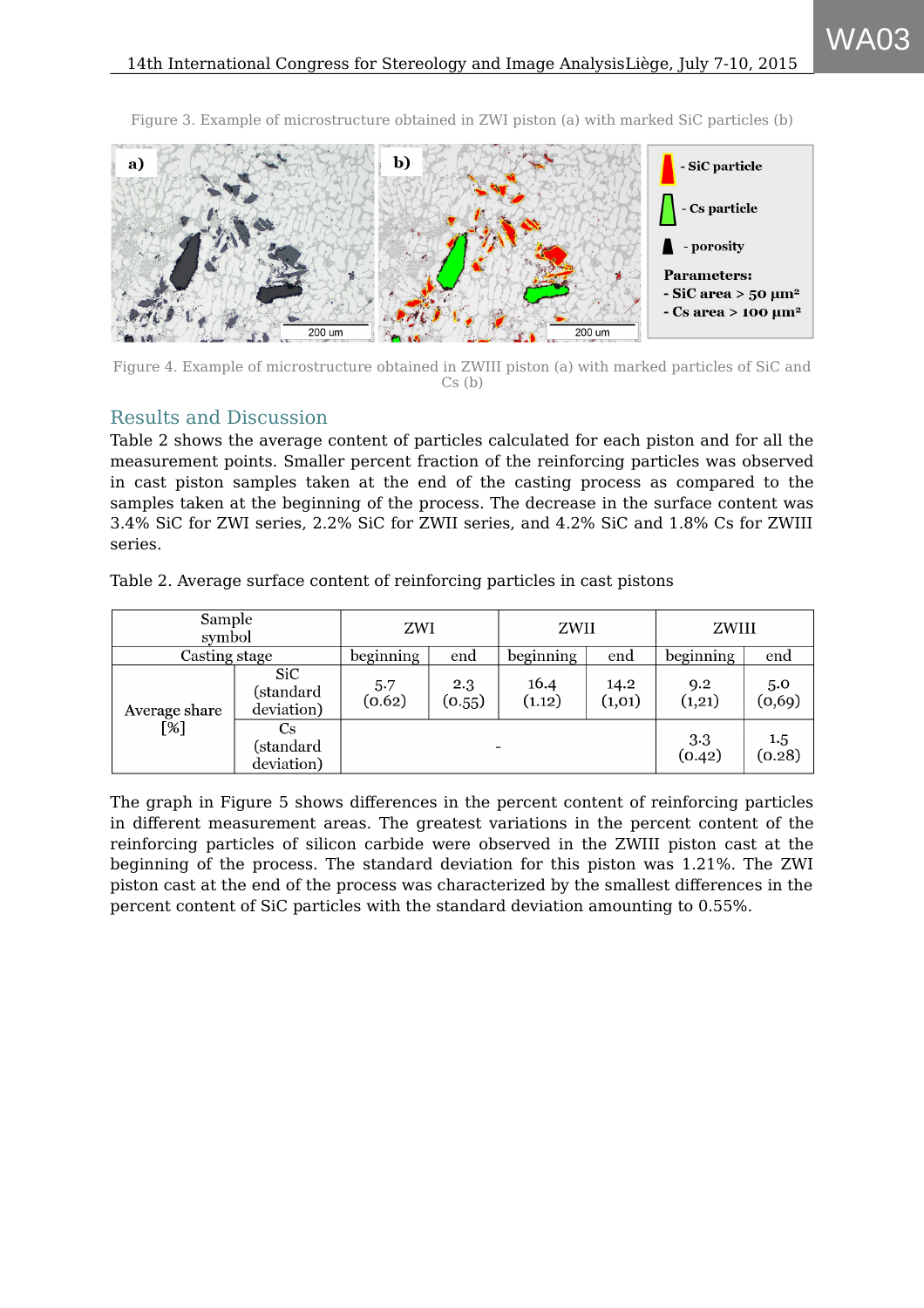Figure 3. Example of microstructure obtained in ZWI piston (a) with marked SiC particles (b)

Figure 4. Example of microstructure obtained in ZWIII piston (a) with marked particles of SiC and Cs (b)

## Results and Discussion

Table 2 shows the average content of particles calculated for each piston and for all the measurement points. Smaller percent fraction of the reinforcing particles was observed in cast piston samples taken at the end of the casting process as compared to the samples taken at the beginning of the process. The decrease in the surface content was 3.4% SiC for ZWI series, 2.2% SiC for ZWII series, and 4.2% SiC and 1.8% Cs for ZWIII series.

Table 2. Average surface content of reinforcing particles in cast pistons

| Sample symbol | | ZWI | | ZWII | | ZWIII | |
|---|---|---|---|---|---|---|---|
| Casting stage | | beginning | end | beginning | end | beginning | end |
| Average share [%] | SiC (standard deviation) | 5.7 (0.62) | 2.3 (0.55) | 16.4 (1.12) | 14.2 (1,01) | 9.2 (1,21) | 5.0 (0,69) |
| | Cs (standard deviation) | - | | | | 3.3 (0.42) | 1.5 (0.28) |

The graph in Figure 5 shows differences in the percent content of reinforcing particles in different measurement areas. The greatest variations in the percent content of the reinforcing particles of silicon carbide were observed in the ZWIII piston cast at the beginning of the process. The standard deviation for this piston was 1.21%. The ZWI piston cast at the end of the process was characterized by the smallest differences in the percent content of SiC particles with the standard deviation amounting to 0.55%.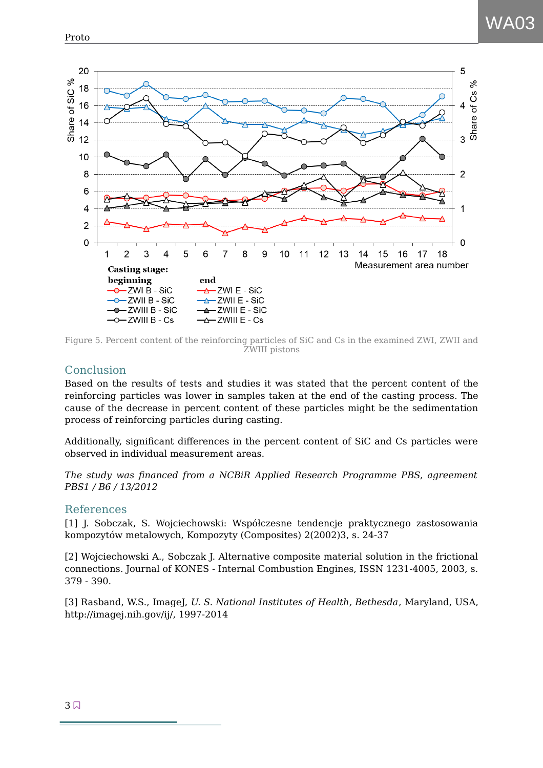Share of SiC %

20
18
16
14
12
10
8
6
4
2
0

Share of Cs %

5
4
3
2
1
0

1 2 3 4 5 6 7 8 9 10 11 12 13 14 15 16 17 18

Measurement area number

**Casting stage:**

**beginning**

ZWI B - SiC
ZWII B - SiC
ZWIII B - SiC
ZWIII B - Cs

**end**

ZWI E - SiC
ZWII E - SiC
ZWIII E - SiC
ZWIII E - Cs

Figure 5. Percent content of the reinforcing particles of SiC and Cs in the examined ZWI, ZWII and ZWIII pistons

## Conclusion

Based on the results of tests and studies it was stated that the percent content of the reinforcing particles was lower in samples taken at the end of the casting process. The cause of the decrease in percent content of these particles might be the sedimentation process of reinforcing particles during casting.

Additionally, significant differences in the percent content of SiC and Cs particles were observed in individual measurement areas.

*The study was financed from a NCBiR Applied Research Programme PBS, agreement PBS1 / B6 / 13/2012*

## References

[1] J. Sobczak, S. Wojciechowski: Współczesne tendencje praktycznego zastosowania kompozytów metalowych, Kompozyty (Composites) 2(2002)3, s. 24-37

[2] Wojciechowski A., Sobczak J. Alternative composite material solution in the frictional connections. Journal of KONES - Internal Combustion Engines, ISSN 1231-4005, 2003, s. 379 - 390.

[3] Rasband, W.S., ImageJ, *U. S. National Institutes of Health, Bethesda*, Maryland, USA, http://imagej.nih.gov/ij/, 1997-2014